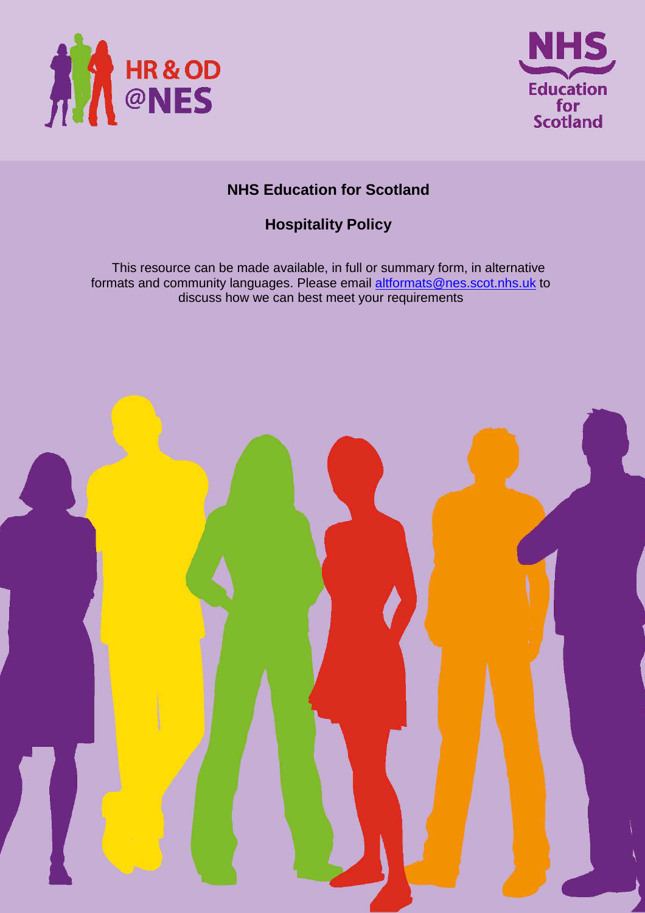# NHS Education for Scotland

## Hospitality Policy

This resource can be made available, in full or summary form, in alternative formats and community languages. Please email altformats@nes.scot.nhs.uk to discuss how we can best meet your requirements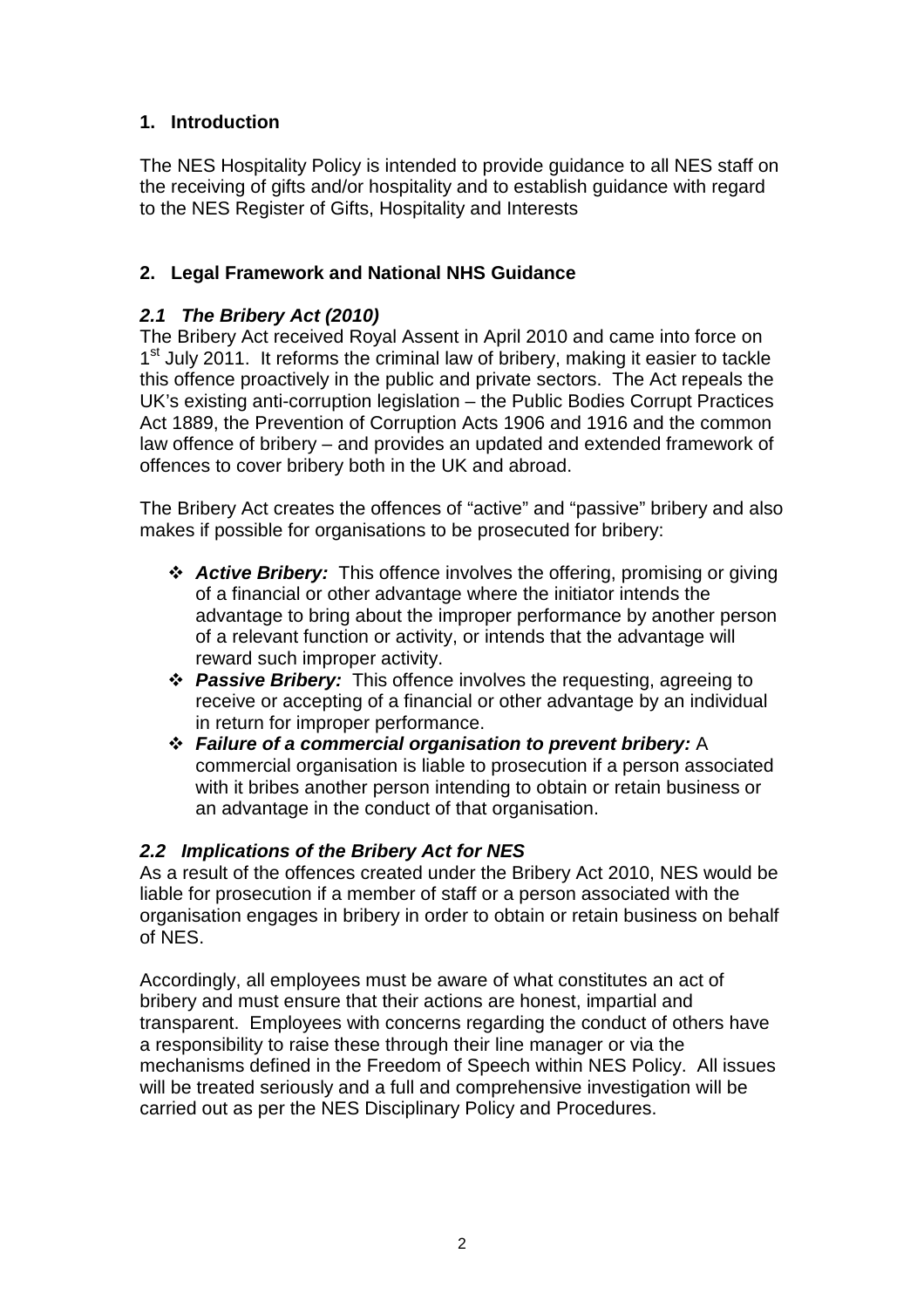## 1. Introduction

The NES Hospitality Policy is intended to provide guidance to all NES staff on the receiving of gifts and/or hospitality and to establish guidance with regard to the NES Register of Gifts, Hospitality and Interests

## 2. Legal Framework and National NHS Guidance

### *2.1 The Bribery Act (2010)*

The Bribery Act received Royal Assent in April 2010 and came into force on 1st July 2011. It reforms the criminal law of bribery, making it easier to tackle this offence proactively in the public and private sectors. The Act repeals the UK's existing anti-corruption legislation – the Public Bodies Corrupt Practices Act 1889, the Prevention of Corruption Acts 1906 and 1916 and the common law offence of bribery – and provides an updated and extended framework of offences to cover bribery both in the UK and abroad.

The Bribery Act creates the offences of "active" and "passive" bribery and also makes if possible for organisations to be prosecuted for bribery:

- ***Active Bribery:*** This offence involves the offering, promising or giving of a financial or other advantage where the initiator intends the advantage to bring about the improper performance by another person of a relevant function or activity, or intends that the advantage will reward such improper activity.
- ***Passive Bribery:*** This offence involves the requesting, agreeing to receive or accepting of a financial or other advantage by an individual in return for improper performance.
- ***Failure of a commercial organisation to prevent bribery:*** A commercial organisation is liable to prosecution if a person associated with it bribes another person intending to obtain or retain business or an advantage in the conduct of that organisation.

### *2.2 Implications of the Bribery Act for NES*

As a result of the offences created under the Bribery Act 2010, NES would be liable for prosecution if a member of staff or a person associated with the organisation engages in bribery in order to obtain or retain business on behalf of NES.

Accordingly, all employees must be aware of what constitutes an act of bribery and must ensure that their actions are honest, impartial and transparent. Employees with concerns regarding the conduct of others have a responsibility to raise these through their line manager or via the mechanisms defined in the Freedom of Speech within NES Policy. All issues will be treated seriously and a full and comprehensive investigation will be carried out as per the NES Disciplinary Policy and Procedures.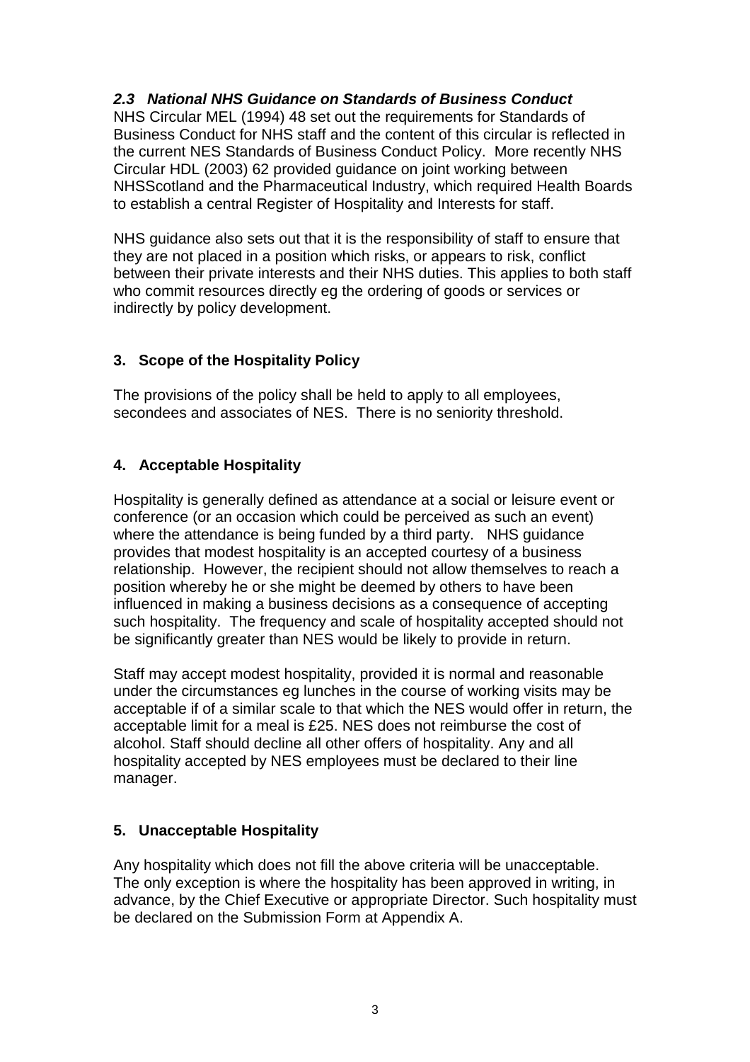### *2.3 National NHS Guidance on Standards of Business Conduct*

NHS Circular MEL (1994) 48 set out the requirements for Standards of Business Conduct for NHS staff and the content of this circular is reflected in the current NES Standards of Business Conduct Policy. More recently NHS Circular HDL (2003) 62 provided guidance on joint working between NHSScotland and the Pharmaceutical Industry, which required Health Boards to establish a central Register of Hospitality and Interests for staff.

NHS guidance also sets out that it is the responsibility of staff to ensure that they are not placed in a position which risks, or appears to risk, conflict between their private interests and their NHS duties. This applies to both staff who commit resources directly eg the ordering of goods or services or indirectly by policy development.

## 3. Scope of the Hospitality Policy

The provisions of the policy shall be held to apply to all employees, secondees and associates of NES. There is no seniority threshold.

## 4. Acceptable Hospitality

Hospitality is generally defined as attendance at a social or leisure event or conference (or an occasion which could be perceived as such an event) where the attendance is being funded by a third party. NHS guidance provides that modest hospitality is an accepted courtesy of a business relationship. However, the recipient should not allow themselves to reach a position whereby he or she might be deemed by others to have been influenced in making a business decisions as a consequence of accepting such hospitality. The frequency and scale of hospitality accepted should not be significantly greater than NES would be likely to provide in return.

Staff may accept modest hospitality, provided it is normal and reasonable under the circumstances eg lunches in the course of working visits may be acceptable if of a similar scale to that which the NES would offer in return, the acceptable limit for a meal is £25. NES does not reimburse the cost of alcohol. Staff should decline all other offers of hospitality. Any and all hospitality accepted by NES employees must be declared to their line manager.

## 5. Unacceptable Hospitality

Any hospitality which does not fill the above criteria will be unacceptable. The only exception is where the hospitality has been approved in writing, in advance, by the Chief Executive or appropriate Director. Such hospitality must be declared on the Submission Form at Appendix A.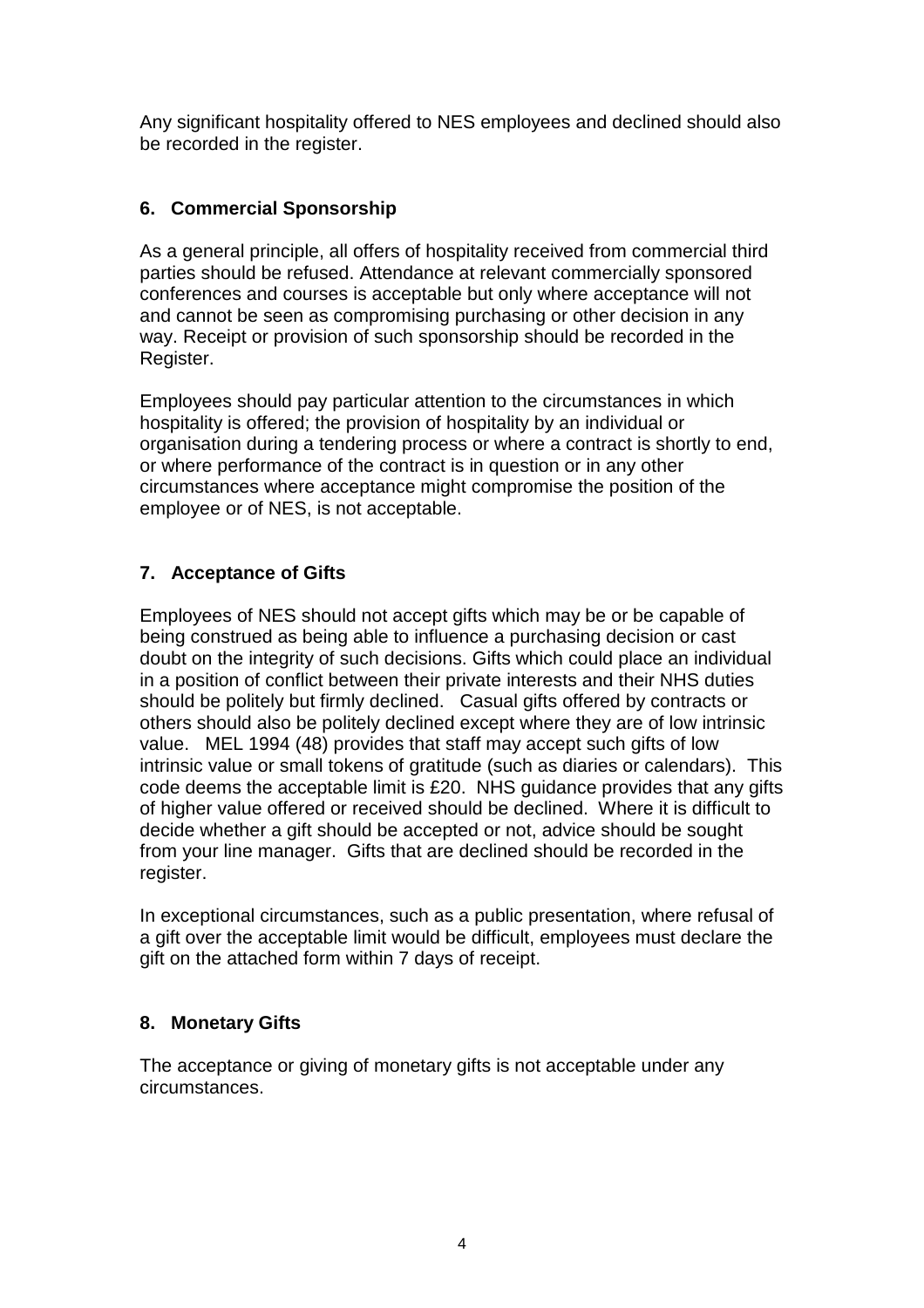Any significant hospitality offered to NES employees and declined should also be recorded in the register.

## 6. Commercial Sponsorship

As a general principle, all offers of hospitality received from commercial third parties should be refused. Attendance at relevant commercially sponsored conferences and courses is acceptable but only where acceptance will not and cannot be seen as compromising purchasing or other decision in any way. Receipt or provision of such sponsorship should be recorded in the Register.

Employees should pay particular attention to the circumstances in which hospitality is offered; the provision of hospitality by an individual or organisation during a tendering process or where a contract is shortly to end, or where performance of the contract is in question or in any other circumstances where acceptance might compromise the position of the employee or of NES, is not acceptable.

## 7. Acceptance of Gifts

Employees of NES should not accept gifts which may be or be capable of being construed as being able to influence a purchasing decision or cast doubt on the integrity of such decisions. Gifts which could place an individual in a position of conflict between their private interests and their NHS duties should be politely but firmly declined. Casual gifts offered by contracts or others should also be politely declined except where they are of low intrinsic value. MEL 1994 (48) provides that staff may accept such gifts of low intrinsic value or small tokens of gratitude (such as diaries or calendars). This code deems the acceptable limit is £20. NHS guidance provides that any gifts of higher value offered or received should be declined. Where it is difficult to decide whether a gift should be accepted or not, advice should be sought from your line manager. Gifts that are declined should be recorded in the register.

In exceptional circumstances, such as a public presentation, where refusal of a gift over the acceptable limit would be difficult, employees must declare the gift on the attached form within 7 days of receipt.

## 8. Monetary Gifts

The acceptance or giving of monetary gifts is not acceptable under any circumstances.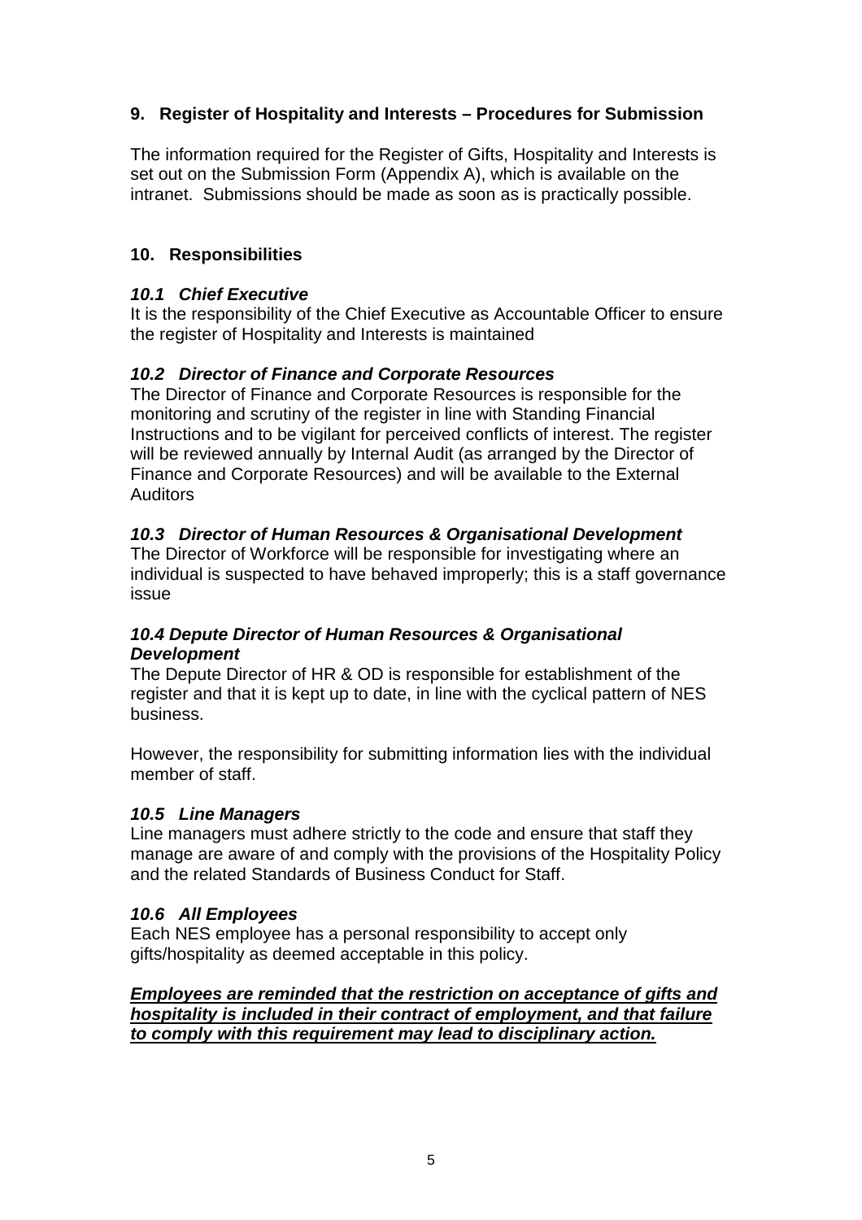## 9. Register of Hospitality and Interests – Procedures for Submission

The information required for the Register of Gifts, Hospitality and Interests is set out on the Submission Form (Appendix A), which is available on the intranet. Submissions should be made as soon as is practically possible.

## 10. Responsibilities

### *10.1 Chief Executive*

It is the responsibility of the Chief Executive as Accountable Officer to ensure the register of Hospitality and Interests is maintained

### *10.2 Director of Finance and Corporate Resources*

The Director of Finance and Corporate Resources is responsible for the monitoring and scrutiny of the register in line with Standing Financial Instructions and to be vigilant for perceived conflicts of interest. The register will be reviewed annually by Internal Audit (as arranged by the Director of Finance and Corporate Resources) and will be available to the External Auditors

### *10.3 Director of Human Resources & Organisational Development*

The Director of Workforce will be responsible for investigating where an individual is suspected to have behaved improperly; this is a staff governance issue

### *10.4 Depute Director of Human Resources & Organisational Development*

The Depute Director of HR & OD is responsible for establishment of the register and that it is kept up to date, in line with the cyclical pattern of NES business.

However, the responsibility for submitting information lies with the individual member of staff.

### *10.5 Line Managers*

Line managers must adhere strictly to the code and ensure that staff they manage are aware of and comply with the provisions of the Hospitality Policy and the related Standards of Business Conduct for Staff.

### *10.6 All Employees*

Each NES employee has a personal responsibility to accept only gifts/hospitality as deemed acceptable in this policy.

***<u>Employees are reminded that the restriction on acceptance of gifts and hospitality is included in their contract of employment, and that failure to comply with this requirement may lead to disciplinary action.</u>***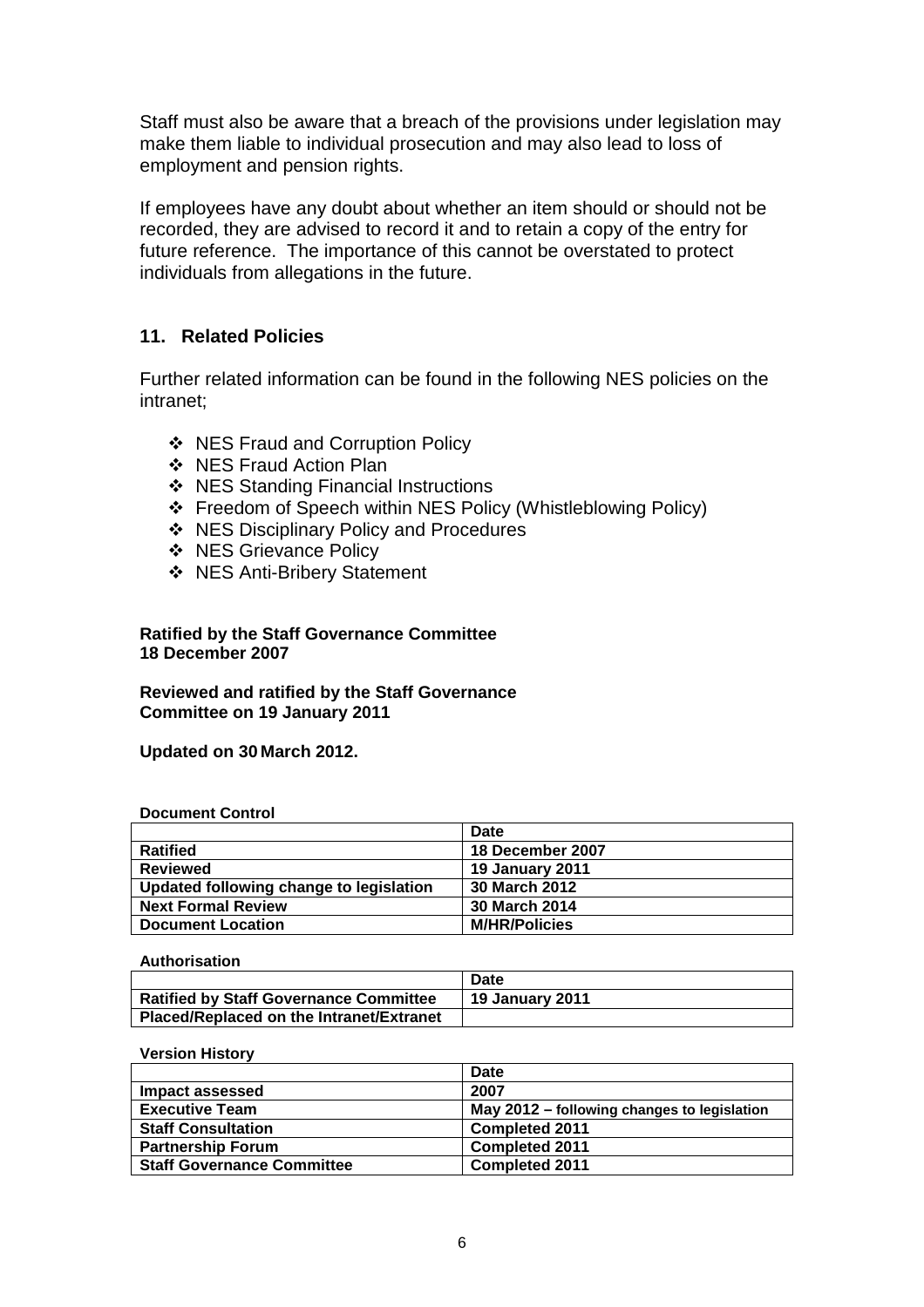Staff must also be aware that a breach of the provisions under legislation may make them liable to individual prosecution and may also lead to loss of employment and pension rights.

If employees have any doubt about whether an item should or should not be recorded, they are advised to record it and to retain a copy of the entry for future reference. The importance of this cannot be overstated to protect individuals from allegations in the future.

## 11. Related Policies

Further related information can be found in the following NES policies on the intranet;

- NES Fraud and Corruption Policy
- NES Fraud Action Plan
- NES Standing Financial Instructions
- Freedom of Speech within NES Policy (Whistleblowing Policy)
- NES Disciplinary Policy and Procedures
- NES Grievance Policy
- NES Anti-Bribery Statement

**Ratified by the Staff Governance Committee**
**18 December 2007**

**Reviewed and ratified by the Staff Governance Committee on 19 January 2011**

**Updated on 30 March 2012.**

**Document Control**

| | Date |
|---|---|
| **Ratified** | **18 December 2007** |
| **Reviewed** | **19 January 2011** |
| **Updated following change to legislation** | **30 March 2012** |
| **Next Formal Review** | **30 March 2014** |
| **Document Location** | **M/HR/Policies** |

**Authorisation**

| | Date |
|---|---|
| **Ratified by Staff Governance Committee** | **19 January 2011** |
| **Placed/Replaced on the Intranet/Extranet** | |

**Version History**

| | Date |
|---|---|
| **Impact assessed** | **2007** |
| **Executive Team** | **May 2012 – following changes to legislation** |
| **Staff Consultation** | **Completed 2011** |
| **Partnership Forum** | **Completed 2011** |
| **Staff Governance Committee** | **Completed 2011** |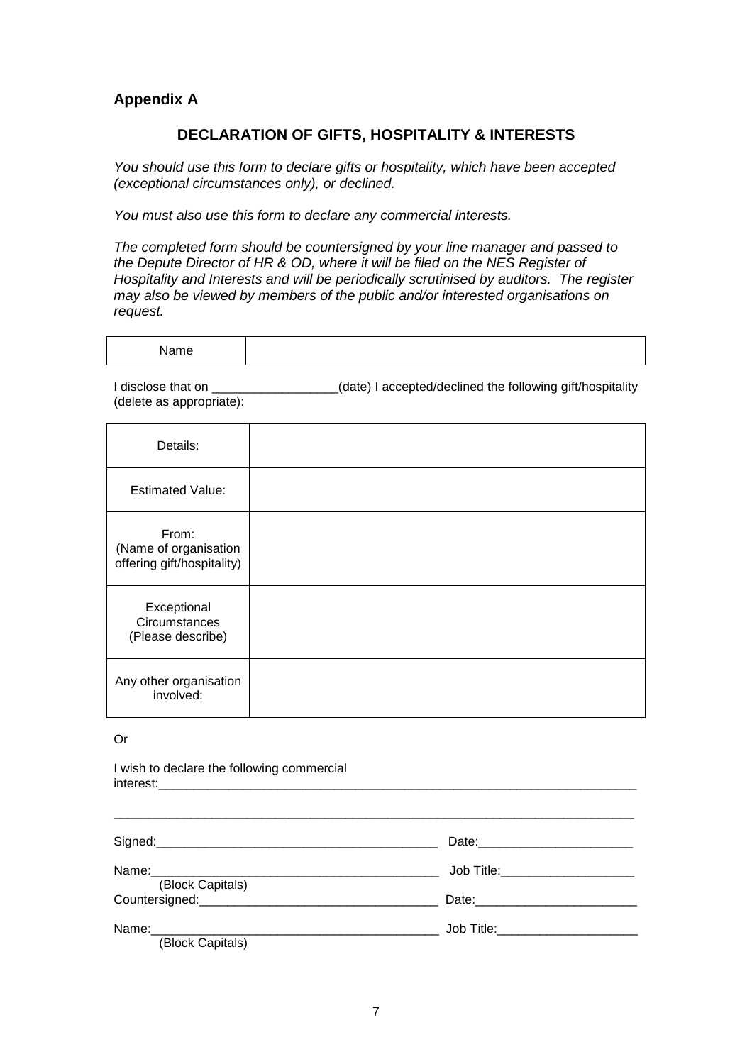## Appendix A

### DECLARATION OF GIFTS, HOSPITALITY & INTERESTS

*You should use this form to declare gifts or hospitality, which have been accepted (exceptional circumstances only), or declined.*

*You must also use this form to declare any commercial interests.*

*The completed form should be countersigned by your line manager and passed to the Depute Director of HR & OD, where it will be filed on the NES Register of Hospitality and Interests and will be periodically scrutinised by auditors. The register may also be viewed by members of the public and/or interested organisations on request.*

| | |
|---|---|
| Name | |

I disclose that on __________________(date) I accepted/declined the following gift/hospitality (delete as appropriate):

| | |
|---|---|
| Details: | |
| Estimated Value: | |
| From: (Name of organisation offering gift/hospitality) | |
| Exceptional Circumstances (Please describe) | |
| Any other organisation involved: | |

Or

I wish to declare the following commercial interest:_________________________________________________________________________

_____________________________________________________________________________

Signed:__________________________________________ Date:______________________

Name:__________________________________________ Job Title:___________________
(Block Capitals)

Countersigned:___________________________________ Date:_______________________

Name:__________________________________________ Job Title:____________________
(Block Capitals)